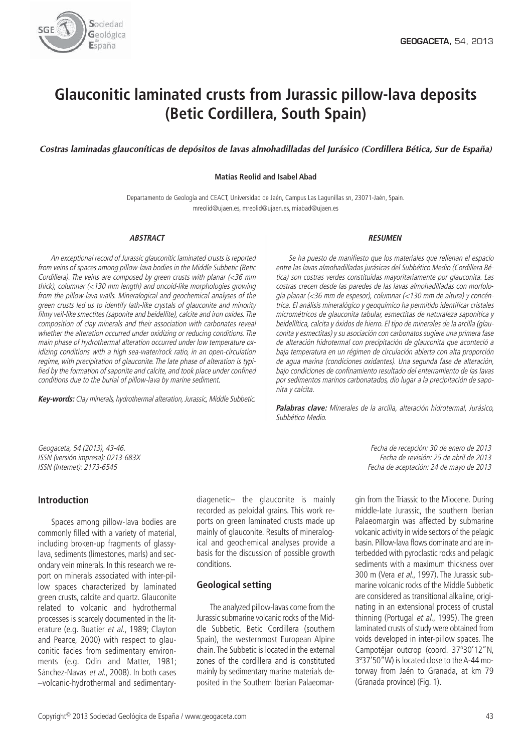# Glauconitic laminated crusts from Jurassic pillow-lava deposits (Betic Cordillera, South Spain)

*Costras laminadas glauconíticas de depósitos de lavas almohadilladas del Jurásico (Cordillera Bética, Sur de España)*

**Matías Reolid and Isabel Abad**

Departamento de Geología and CEACT, Universidad de Jaén, Campus Las Lagunillas sn, 23071-Jaén, Spain.
mreolid@ujaen.es, mreolid@ujaen.es, miabad@ujaen.es

## ABSTRACT

*An exceptional record of Jurassic glauconitic laminated crusts is reported from veins of spaces among pillow-lava bodies in the Middle Subbetic (Betic Cordillera). The veins are composed by green crusts with planar (<36 mm thick), columnar (<130 mm length) and oncoid-like morphologies growing from the pillow-lava walls. Mineralogical and geochemical analyses of the green crusts led us to identify lath-like crystals of glauconite and minority filmy veil-like smectites (saponite and beidellite), calcite and iron oxides. The composition of clay minerals and their association with carbonates reveal whether the alteration occurred under oxidizing or reducing conditions. The main phase of hydrothermal alteration occurred under low temperature oxidizing conditions with a high sea-water/rock ratio, in an open-circulation regime, with precipitation of glauconite. The late phase of alteration is typified by the formation of saponite and calcite, and took place under confined conditions due to the burial of pillow-lava by marine sediment.*

***Key-words:** Clay minerals, hydrothermal alteration, Jurassic, Middle Subbetic.*

## RESUMEN

*Se ha puesto de manifiesto que los materiales que rellenan el espacio entre las lavas almohadilladas jurásicas del Subbético Medio (Cordillera Bética) son costras verdes constituidas mayoritariamente por glauconita. Las costras crecen desde las paredes de las lavas almohadilladas con morfología planar (<36 mm de espesor), columnar (<130 mm de altura) y concéntrica. El análisis mineralógico y geoquímico ha permitido identificar cristales micrométricos de glauconita tabular, esmectitas de naturaleza saponítica y beidellítica, calcita y óxidos de hierro. El tipo de minerales de la arcilla (glauconita y esmectitas) y su asociación con carbonatos sugiere una primera fase de alteración hidrotermal con precipitación de glauconita que aconteció a baja temperatura en un régimen de circulación abierta con alta proporción de agua marina (condiciones oxidantes). Una segunda fase de alteración, bajo condiciones de confinamiento resultado del enterramiento de las lavas por sedimentos marinos carbonatados, dio lugar a la precipitación de saponita y calcita.*

***Palabras clave:** Minerales de la arcilla, alteración hidrotermal, Jurásico, Subbético Medio.*

*Geogaceta, 54 (2013), 43-46.*
*ISSN (versión impresa): 0213-683X*
*ISSN (Internet): 2173-6545*

*Fecha de recepción: 30 de enero de 2013*
*Fecha de revisión: 25 de abril de 2013*
*Fecha de aceptación: 24 de mayo de 2013*

## Introduction

Spaces among pillow-lava bodies are commonly filled with a variety of material, including broken-up fragments of glassy-lava, sediments (limestones, marls) and secondary vein minerals. In this research we report on minerals associated with inter-pillow spaces characterized by laminated green crusts, calcite and quartz. Glauconite related to volcanic and hydrothermal processes is scarcely documented in the literature (e.g. Buatier *et al.*, 1989; Clayton and Pearce, 2000) with respect to glauconitic facies from sedimentary environments (e.g. Odin and Matter, 1981; Sánchez-Navas *et al.*, 2008). In both cases –volcanic-hydrothermal and sedimentary-diagenetic– the glauconite is mainly recorded as peloidal grains. This work reports on green laminated crusts made up mainly of glauconite. Results of mineralogical and geochemical analyses provide a basis for the discussion of possible growth conditions.

## Geological setting

The analyzed pillow-lavas come from the Jurassic submarine volcanic rocks of the Middle Subbetic, Betic Cordillera (southern Spain), the westernmost European Alpine chain. The Subbetic is located in the external zones of the cordillera and is constituted mainly by sedimentary marine materials deposited in the Southern Iberian Palaeomargin from the Triassic to the Miocene. During middle-late Jurassic, the southern Iberian Palaeomargin was affected by submarine volcanic activity in wide sectors of the pelagic basin. Pillow-lava flows dominate and are interbedded with pyroclastic rocks and pelagic sediments with a maximum thickness over 300 m (Vera *et al.*, 1997). The Jurassic submarine volcanic rocks of the Middle Subbetic are considered as transitional alkaline, originating in an extensional process of crustal thinning (Portugal *et al.*, 1995). The green laminated crusts of study were obtained from voids developed in inter-pillow spaces. The Campotéjar outcrop (coord. 37°30'12"N, 3°37'50"W) is located close to the A-44 motorway from Jaén to Granada, at km 79 (Granada province) (Fig. 1).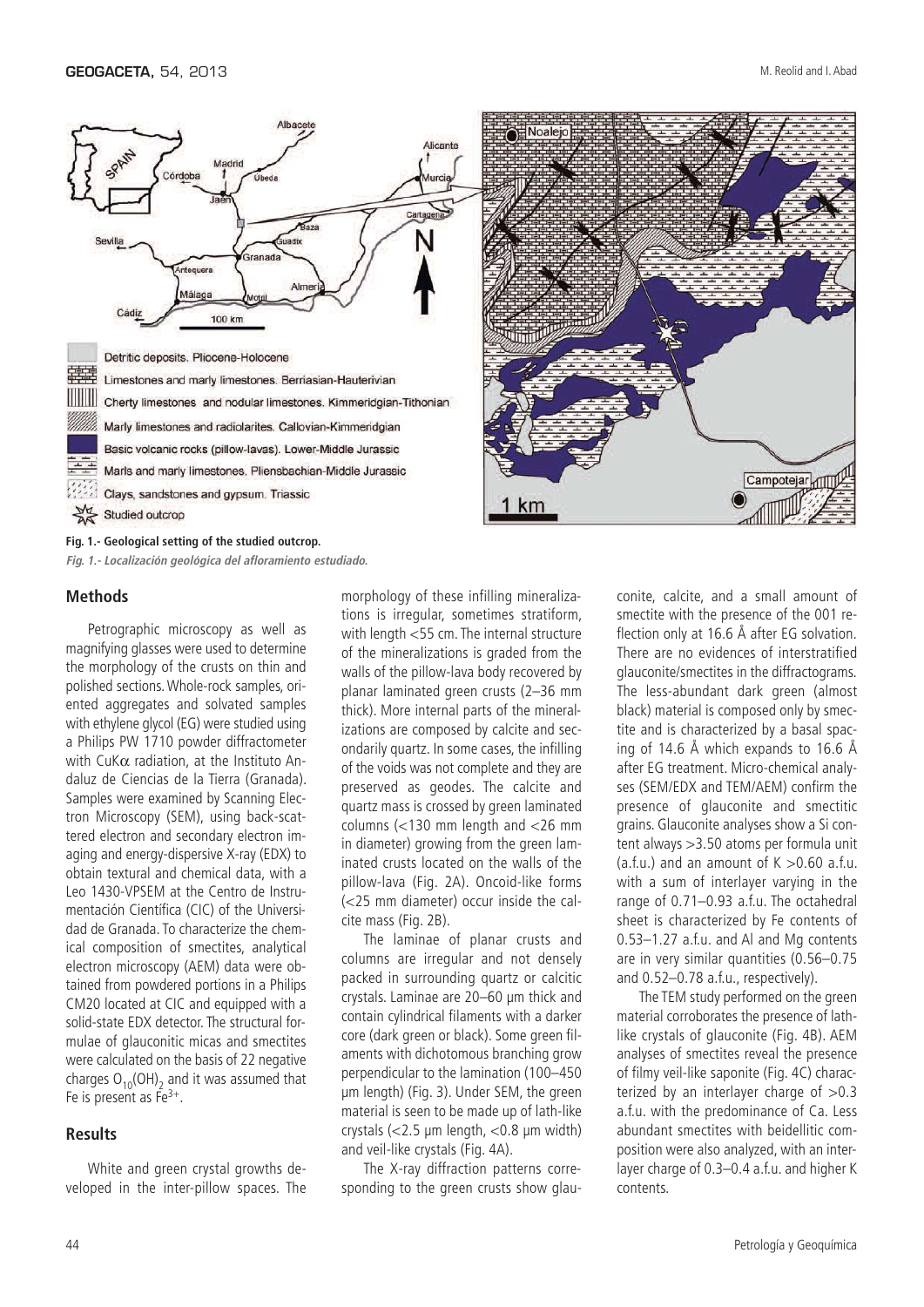Fig. 1.- Geological setting of the studied outcrop.

*Fig. 1.- Localización geológica del afloramiento estudiado.*

## Methods

Petrographic microscopy as well as magnifying glasses were used to determine the morphology of the crusts on thin and polished sections. Whole-rock samples, oriented aggregates and solvated samples with ethylene glycol (EG) were studied using a Philips PW 1710 powder diffractometer with CuK$\alpha$ radiation, at the Instituto Andaluz de Ciencias de la Tierra (Granada). Samples were examined by Scanning Electron Microscopy (SEM), using back-scattered electron and secondary electron imaging and energy-dispersive X-ray (EDX) to obtain textural and chemical data, with a Leo 1430-VPSEM at the Centro de Instrumentación Científica (CIC) of the Universidad de Granada. To characterize the chemical composition of smectites, analytical electron microscopy (AEM) data were obtained from powdered portions in a Philips CM20 located at CIC and equipped with a solid-state EDX detector. The structural formulae of glauconitic micas and smectites were calculated on the basis of 22 negative charges $O_{10}(OH)_2$ and it was assumed that Fe is present as $Fe^{3+}$.

## Results

White and green crystal growths developed in the inter-pillow spaces. The morphology of these infilling mineralizations is irregular, sometimes stratiform, with length <55 cm. The internal structure of the mineralizations is graded from the walls of the pillow-lava body recovered by planar laminated green crusts (2–36 mm thick). More internal parts of the mineralizations are composed by calcite and secondarily quartz. In some cases, the infilling of the voids was not complete and they are preserved as geodes. The calcite and quartz mass is crossed by green laminated columns (<130 mm length and <26 mm in diameter) growing from the green laminated crusts located on the walls of the pillow-lava (Fig. 2A). Oncoid-like forms (<25 mm diameter) occur inside the calcite mass (Fig. 2B).

The laminae of planar crusts and columns are irregular and not densely packed in surrounding quartz or calcitic crystals. Laminae are 20–60 µm thick and contain cylindrical filaments with a darker core (dark green or black). Some green filaments with dichotomous branching grow perpendicular to the lamination (100–450 µm length) (Fig. 3). Under SEM, the green material is seen to be made up of lath-like crystals (<2.5 µm length, <0.8 µm width) and veil-like crystals (Fig. 4A).

The X-ray diffraction patterns corresponding to the green crusts show glauconite, calcite, and a small amount of smectite with the presence of the 001 reflection only at 16.6 Å after EG solvation. There are no evidences of interstratified glauconite/smectites in the diffractograms. The less-abundant dark green (almost black) material is composed only by smectite and is characterized by a basal spacing of 14.6 Å which expands to 16.6 Å after EG treatment. Micro-chemical analyses (SEM/EDX and TEM/AEM) confirm the presence of glauconite and smectitic grains. Glauconite analyses show a Si content always >3.50 atoms per formula unit (a.f.u.) and an amount of K >0.60 a.f.u. with a sum of interlayer varying in the range of 0.71–0.93 a.f.u. The octahedral sheet is characterized by Fe contents of 0.53–1.27 a.f.u. and Al and Mg contents are in very similar quantities (0.56–0.75 and 0.52–0.78 a.f.u., respectively).

The TEM study performed on the green material corroborates the presence of lath-like crystals of glauconite (Fig. 4B). AEM analyses of smectites reveal the presence of filmy veil-like saponite (Fig. 4C) characterized by an interlayer charge of >0.3 a.f.u. with the predominance of Ca. Less abundant smectites with beidellitic composition were also analyzed, with an interlayer charge of 0.3–0.4 a.f.u. and higher K contents.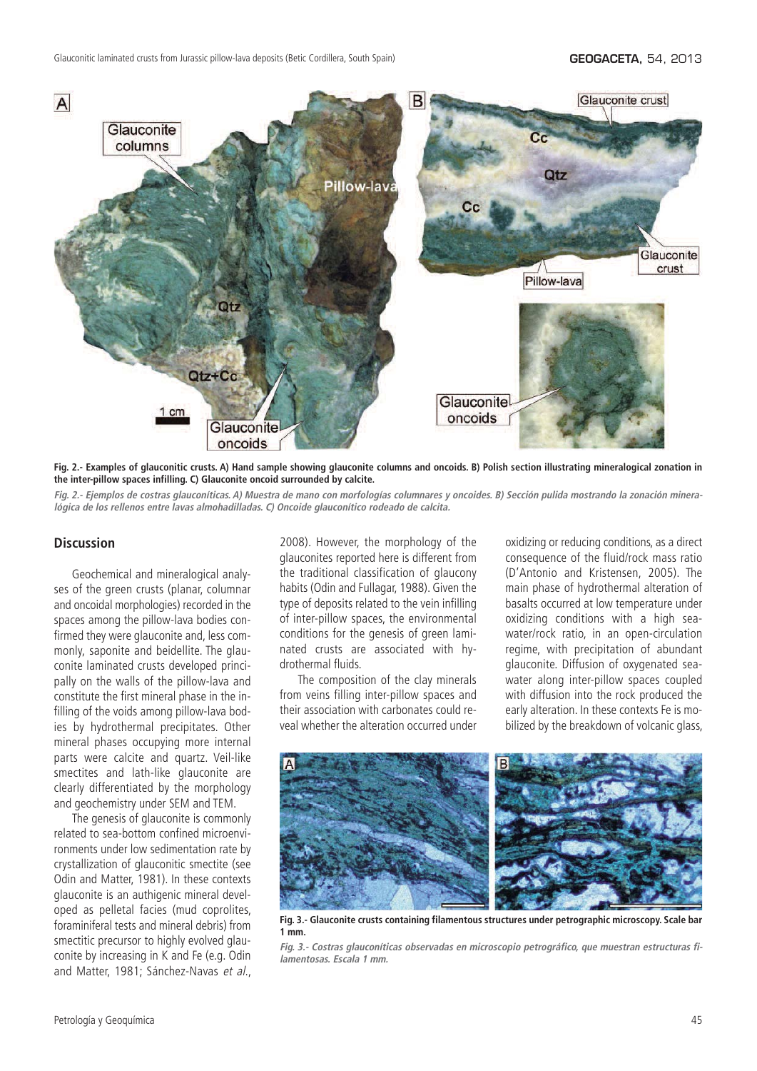**Fig. 2.- Examples of glauconitic crusts. A) Hand sample showing glauconite columns and oncoids. B) Polish section illustrating mineralogical zonation in the inter-pillow spaces infilling. C) Glauconite oncoid surrounded by calcite.**

***Fig. 2.- Ejemplos de costras glauconíticas. A) Muestra de mano con morfologías columnares y oncoides. B) Sección pulida mostrando la zonación mineralógica de los rellenos entre lavas almohadilladas. C) Oncoide glauconítico rodeado de calcita.***

## Discussion

Geochemical and mineralogical analyses of the green crusts (planar, columnar and oncoidal morphologies) recorded in the spaces among the pillow-lava bodies confirmed they were glauconite and, less commonly, saponite and beidellite. The glauconite laminated crusts developed principally on the walls of the pillow-lava and constitute the first mineral phase in the infilling of the voids among pillow-lava bodies by hydrothermal precipitates. Other mineral phases occupying more internal parts were calcite and quartz. Veil-like smectites and lath-like glauconite are clearly differentiated by the morphology and geochemistry under SEM and TEM.

The genesis of glauconite is commonly related to sea-bottom confined microenvironments under low sedimentation rate by crystallization of glauconitic smectite (see Odin and Matter, 1981). In these contexts glauconite is an authigenic mineral developed as pelletal facies (mud coprolites, foraminiferal tests and mineral debris) from smectitic precursor to highly evolved glauconite by increasing in K and Fe (e.g. Odin and Matter, 1981; Sánchez-Navas *et al.*, 2008). However, the morphology of the glauconites reported here is different from the traditional classification of glaucony habits (Odin and Fullagar, 1988). Given the type of deposits related to the vein infilling of inter-pillow spaces, the environmental conditions for the genesis of green laminated crusts are associated with hydrothermal fluids.

The composition of the clay minerals from veins filling inter-pillow spaces and their association with carbonates could reveal whether the alteration occurred under oxidizing or reducing conditions, as a direct consequence of the fluid/rock mass ratio (D'Antonio and Kristensen, 2005). The main phase of hydrothermal alteration of basalts occurred at low temperature under oxidizing conditions with a high seawater/rock ratio, in an open-circulation regime, with precipitation of abundant glauconite. Diffusion of oxygenated seawater along inter-pillow spaces coupled with diffusion into the rock produced the early alteration. In these contexts Fe is mobilized by the breakdown of volcanic glass,

**Fig. 3.- Glauconite crusts containing filamentous structures under petrographic microscopy. Scale bar 1 mm.**

***Fig. 3.- Costras glauconíticas observadas en microscopio petrográfico, que muestran estructuras filamentosas. Escala 1 mm.***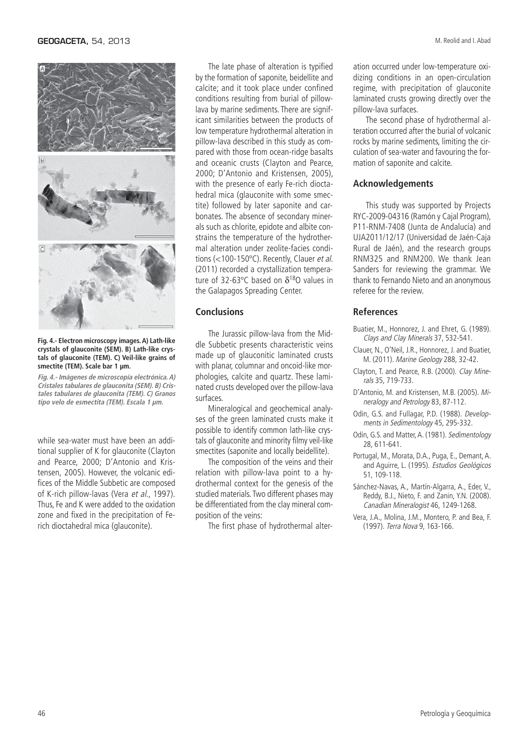**Fig. 4.- Electron microscopy images. A) Lath-like crystals of glauconite (SEM). B) Lath-like crystals of glauconite (TEM). C) Veil-like grains of smectite (TEM). Scale bar 1 µm.**

***Fig. 4.- Imágenes de microscopía electrónica. A) Cristales tabulares de glauconita (SEM). B) Cristales tabulares de glauconita (TEM). C) Granos tipo velo de esmectita (TEM). Escala 1 µm.***

while sea-water must have been an additional supplier of K for glauconite (Clayton and Pearce, 2000; D'Antonio and Kristensen, 2005). However, the volcanic edifices of the Middle Subbetic are composed of K-rich pillow-lavas (Vera *et al.*, 1997). Thus, Fe and K were added to the oxidation zone and fixed in the precipitation of Fe-rich dioctahedral mica (glauconite).

The late phase of alteration is typified by the formation of saponite, beidellite and calcite; and it took place under confined conditions resulting from burial of pillow-lava by marine sediments. There are significant similarities between the products of low temperature hydrothermal alteration in pillow-lava described in this study as compared with those from ocean-ridge basalts and oceanic crusts (Clayton and Pearce, 2000; D'Antonio and Kristensen, 2005), with the presence of early Fe-rich dioctahedral mica (glauconite with some smectite) followed by later saponite and carbonates. The absence of secondary minerals such as chlorite, epidote and albite constrains the temperature of the hydrothermal alteration under zeolite-facies conditions (<100-150ºC). Recently, Clauer *et al.* (2011) recorded a crystallization temperature of 32-63ºC based on $\delta^{18}O$ values in the Galapagos Spreading Center.

## Conclusions

The Jurassic pillow-lava from the Middle Subbetic presents characteristic veins made up of glauconitic laminated crusts with planar, columnar and oncoid-like morphologies, calcite and quartz. These laminated crusts developed over the pillow-lava surfaces.

Mineralogical and geochemical analyses of the green laminated crusts make it possible to identify common lath-like crystals of glauconite and minority filmy veil-like smectites (saponite and locally beidellite).

The composition of the veins and their relation with pillow-lava point to a hydrothermal context for the genesis of the studied materials. Two different phases may be differentiated from the clay mineral composition of the veins:

The first phase of hydrothermal alteration occurred under low-temperature oxidizing conditions in an open-circulation regime, with precipitation of glauconite laminated crusts growing directly over the pillow-lava surfaces.

The second phase of hydrothermal alteration occurred after the burial of volcanic rocks by marine sediments, limiting the circulation of sea-water and favouring the formation of saponite and calcite.

## Acknowledgements

This study was supported by Projects RYC-2009-04316 (Ramón y Cajal Program), P11-RNM-7408 (Junta de Andalucía) and UJA2011/12/17 (Universidad de Jaén-Caja Rural de Jaén), and the research groups RNM325 and RNM200. We thank Jean Sanders for reviewing the grammar. We thank to Fernando Nieto and an anonymous referee for the review.

## References

Buatier, M., Honnorez, J. and Ehret, G. (1989). *Clays and Clay Minerals* 37, 532-541.

Clauer, N., O'Neil, J.R., Honnorez, J. and Buatier, M. (2011). *Marine Geology* 288, 32-42.

Clayton, T. and Pearce, R.B. (2000). *Clay Minerals* 35, 719-733.

D'Antonio, M. and Kristensen, M.B. (2005). *Mineralogy and Petrology* 83, 87-112.

Odin, G.S. and Fullagar, P.D. (1988). *Developments in Sedimentology* 45, 295-332.

Odin, G.S. and Matter, A. (1981). *Sedimentology* 28, 611-641.

Portugal, M., Morata, D.A., Puga, E., Demant, A. and Aguirre, L. (1995). *Estudios Geológicos* 51, 109-118.

Sánchez-Navas, A., Martín-Algarra, A., Eder, V., Reddy, B.J., Nieto, F. and Zanin, Y.N. (2008). *Canadian Mineralogist* 46, 1249-1268.

Vera, J.A., Molina, J.M., Montero, P. and Bea, F. (1997). *Terra Nova* 9, 163-166.